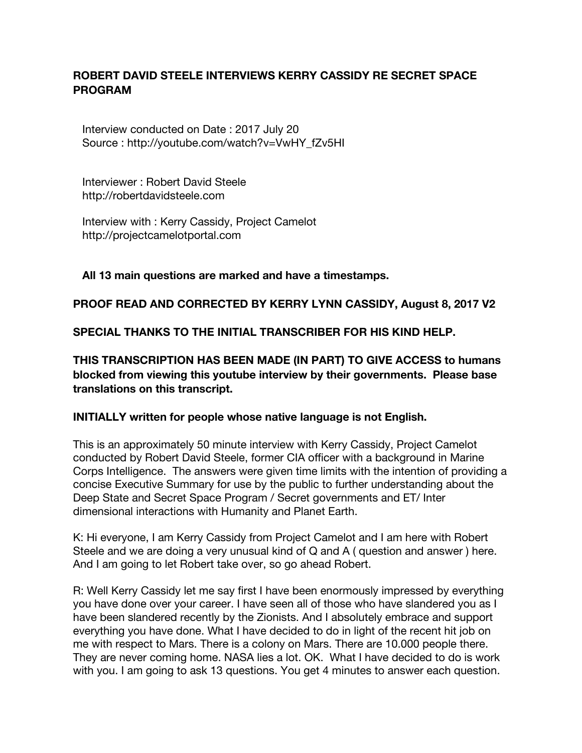# ROBERT DAVID STEELE INTERVIEWS KERRY CASSIDY RE SECRET SPACE PROGRAM

Interview conducted on Date : 2017 July 20
Source : http://youtube.com/watch?v=VwHY_fZv5HI

Interviewer : Robert David Steele
http://robertdavidsteele.com

Interview with : Kerry Cassidy, Project Camelot
http://projectcamelotportal.com

**All 13 main questions are marked and have a timestamps.**

**PROOF READ AND CORRECTED BY KERRY LYNN CASSIDY, August 8, 2017 V2**

**SPECIAL THANKS TO THE INITIAL TRANSCRIBER FOR HIS KIND HELP.**

**THIS TRANSCRIPTION HAS BEEN MADE (IN PART) TO GIVE ACCESS to humans blocked from viewing this youtube interview by their governments. Please base translations on this transcript.**

**INITIALLY written for people whose native language is not English.**

This is an approximately 50 minute interview with Kerry Cassidy, Project Camelot conducted by Robert David Steele, former CIA officer with a background in Marine Corps Intelligence. The answers were given time limits with the intention of providing a concise Executive Summary for use by the public to further understanding about the Deep State and Secret Space Program / Secret governments and ET/ Inter dimensional interactions with Humanity and Planet Earth.

K: Hi everyone, I am Kerry Cassidy from Project Camelot and I am here with Robert Steele and we are doing a very unusual kind of Q and A ( question and answer ) here. And I am going to let Robert take over, so go ahead Robert.

R: Well Kerry Cassidy let me say first I have been enormously impressed by everything you have done over your career. I have seen all of those who have slandered you as I have been slandered recently by the Zionists. And I absolutely embrace and support everything you have done. What I have decided to do in light of the recent hit job on me with respect to Mars. There is a colony on Mars. There are 10.000 people there. They are never coming home. NASA lies a lot. OK. What I have decided to do is work with you. I am going to ask 13 questions. You get 4 minutes to answer each question.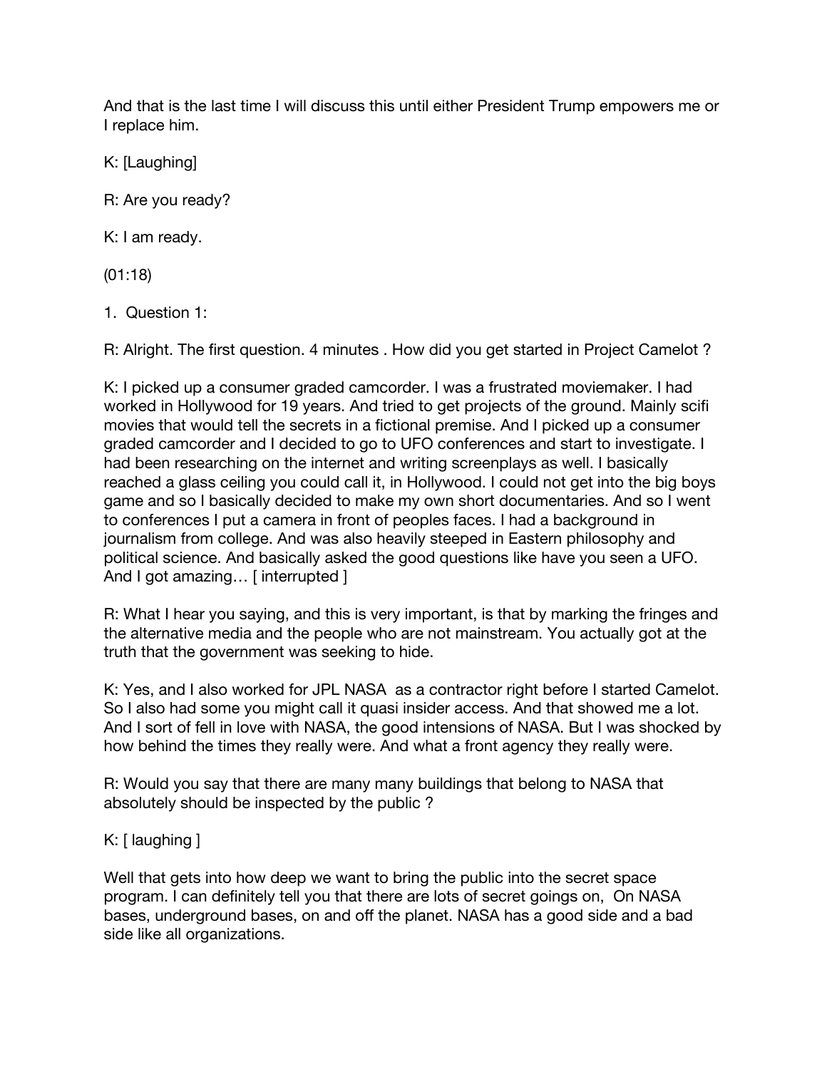And that is the last time I will discuss this until either President Trump empowers me or I replace him.

K: [Laughing]

R: Are you ready?

K: I am ready.

(01:18)

1. Question 1:

R: Alright. The first question. 4 minutes . How did you get started in Project Camelot ?

K: I picked up a consumer graded camcorder. I was a frustrated moviemaker. I had worked in Hollywood for 19 years. And tried to get projects of the ground. Mainly scifi movies that would tell the secrets in a fictional premise. And I picked up a consumer graded camcorder and I decided to go to UFO conferences and start to investigate. I had been researching on the internet and writing screenplays as well. I basically reached a glass ceiling you could call it, in Hollywood. I could not get into the big boys game and so I basically decided to make my own short documentaries. And so I went to conferences I put a camera in front of peoples faces. I had a background in journalism from college. And was also heavily steeped in Eastern philosophy and political science. And basically asked the good questions like have you seen a UFO. And I got amazing… [ interrupted ]

R: What I hear you saying, and this is very important, is that by marking the fringes and the alternative media and the people who are not mainstream. You actually got at the truth that the government was seeking to hide.

K: Yes, and I also worked for JPL NASA as a contractor right before I started Camelot. So I also had some you might call it quasi insider access. And that showed me a lot. And I sort of fell in love with NASA, the good intensions of NASA. But I was shocked by how behind the times they really were. And what a front agency they really were.

R: Would you say that there are many many buildings that belong to NASA that absolutely should be inspected by the public ?

K: [ laughing ]

Well that gets into how deep we want to bring the public into the secret space program. I can definitely tell you that there are lots of secret goings on, On NASA bases, underground bases, on and off the planet. NASA has a good side and a bad side like all organizations.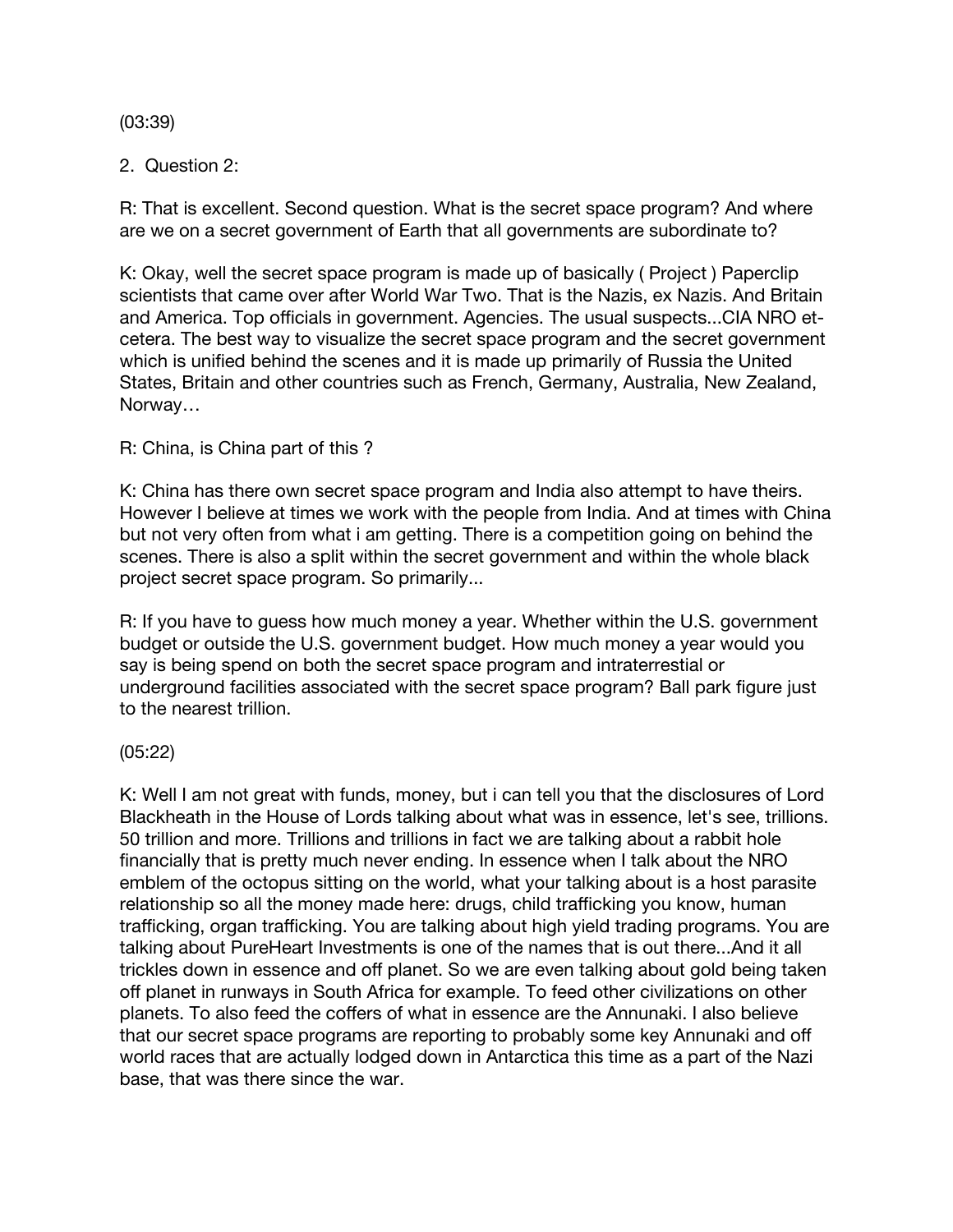(03:39)

2. Question 2:

R: That is excellent. Second question. What is the secret space program? And where are we on a secret government of Earth that all governments are subordinate to?

K: Okay, well the secret space program is made up of basically ( Project ) Paperclip scientists that came over after World War Two. That is the Nazis, ex Nazis. And Britain and America. Top officials in government. Agencies. The usual suspects...CIA NRO etcetera. The best way to visualize the secret space program and the secret government which is unified behind the scenes and it is made up primarily of Russia the United States, Britain and other countries such as French, Germany, Australia, New Zealand, Norway…

R: China, is China part of this ?

K: China has there own secret space program and India also attempt to have theirs. However I believe at times we work with the people from India. And at times with China but not very often from what i am getting. There is a competition going on behind the scenes. There is also a split within the secret government and within the whole black project secret space program. So primarily...

R: If you have to guess how much money a year. Whether within the U.S. government budget or outside the U.S. government budget. How much money a year would you say is being spend on both the secret space program and intraterrestial or underground facilities associated with the secret space program? Ball park figure just to the nearest trillion.

(05:22)

K: Well I am not great with funds, money, but i can tell you that the disclosures of Lord Blackheath in the House of Lords talking about what was in essence, let's see, trillions. 50 trillion and more. Trillions and trillions in fact we are talking about a rabbit hole financially that is pretty much never ending. In essence when I talk about the NRO emblem of the octopus sitting on the world, what your talking about is a host parasite relationship so all the money made here: drugs, child trafficking you know, human trafficking, organ trafficking. You are talking about high yield trading programs. You are talking about PureHeart Investments is one of the names that is out there...And it all trickles down in essence and off planet. So we are even talking about gold being taken off planet in runways in South Africa for example. To feed other civilizations on other planets. To also feed the coffers of what in essence are the Annunaki. I also believe that our secret space programs are reporting to probably some key Annunaki and off world races that are actually lodged down in Antarctica this time as a part of the Nazi base, that was there since the war.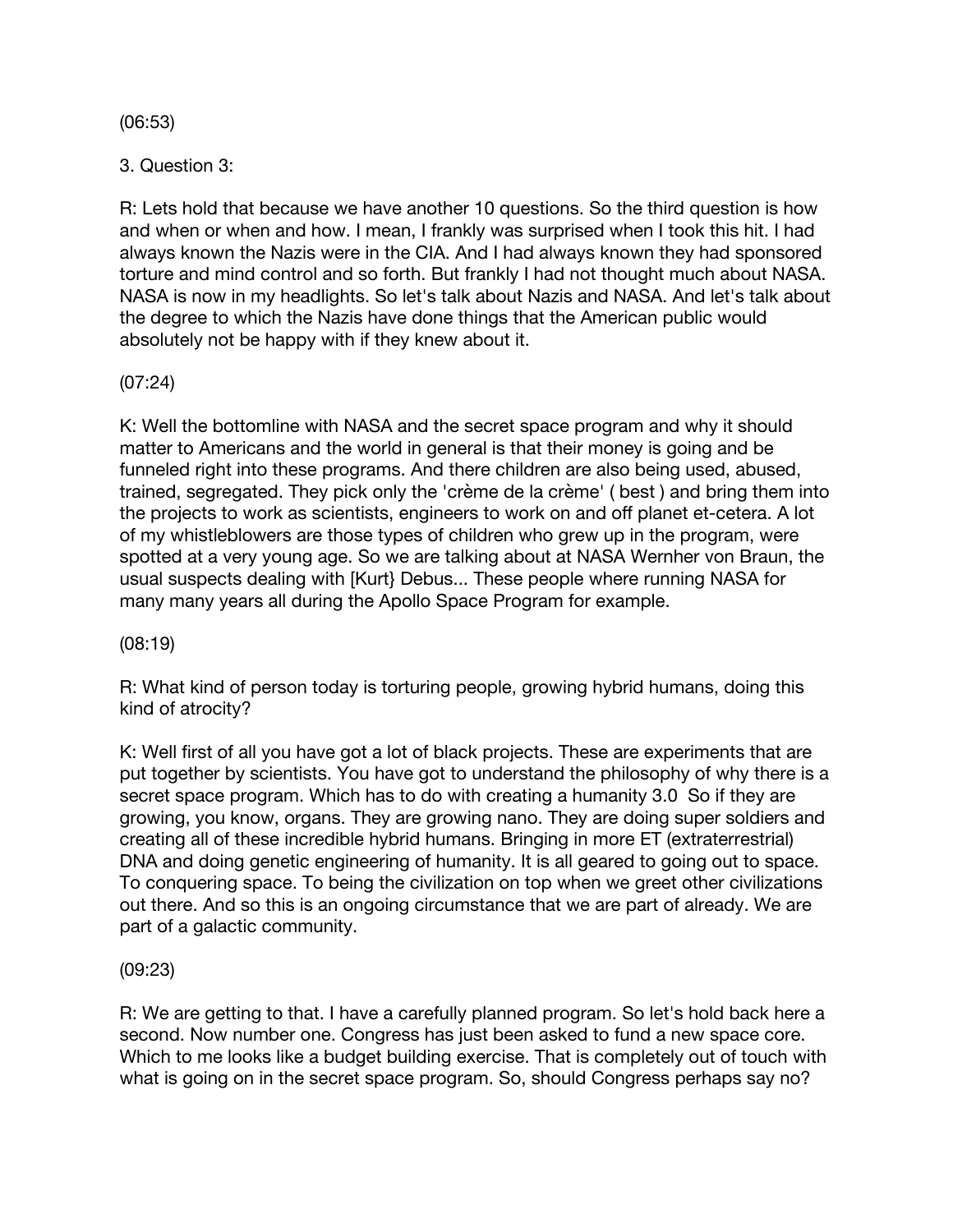(06:53)

3. Question 3:

R: Lets hold that because we have another 10 questions. So the third question is how and when or when and how. I mean, I frankly was surprised when I took this hit. I had always known the Nazis were in the CIA. And I had always known they had sponsored torture and mind control and so forth. But frankly I had not thought much about NASA. NASA is now in my headlights. So let's talk about Nazis and NASA. And let's talk about the degree to which the Nazis have done things that the American public would absolutely not be happy with if they knew about it.

(07:24)

K: Well the bottomline with NASA and the secret space program and why it should matter to Americans and the world in general is that their money is going and be funneled right into these programs. And there children are also being used, abused, trained, segregated. They pick only the 'crème de la crème' ( best ) and bring them into the projects to work as scientists, engineers to work on and off planet et-cetera. A lot of my whistleblowers are those types of children who grew up in the program, were spotted at a very young age. So we are talking about at NASA Wernher von Braun, the usual suspects dealing with [Kurt} Debus... These people where running NASA for many many years all during the Apollo Space Program for example.

(08:19)

R: What kind of person today is torturing people, growing hybrid humans, doing this kind of atrocity?

K: Well first of all you have got a lot of black projects. These are experiments that are put together by scientists. You have got to understand the philosophy of why there is a secret space program. Which has to do with creating a humanity 3.0 So if they are growing, you know, organs. They are growing nano. They are doing super soldiers and creating all of these incredible hybrid humans. Bringing in more ET (extraterrestrial) DNA and doing genetic engineering of humanity. It is all geared to going out to space. To conquering space. To being the civilization on top when we greet other civilizations out there. And so this is an ongoing circumstance that we are part of already. We are part of a galactic community.

(09:23)

R: We are getting to that. I have a carefully planned program. So let's hold back here a second. Now number one. Congress has just been asked to fund a new space core. Which to me looks like a budget building exercise. That is completely out of touch with what is going on in the secret space program. So, should Congress perhaps say no?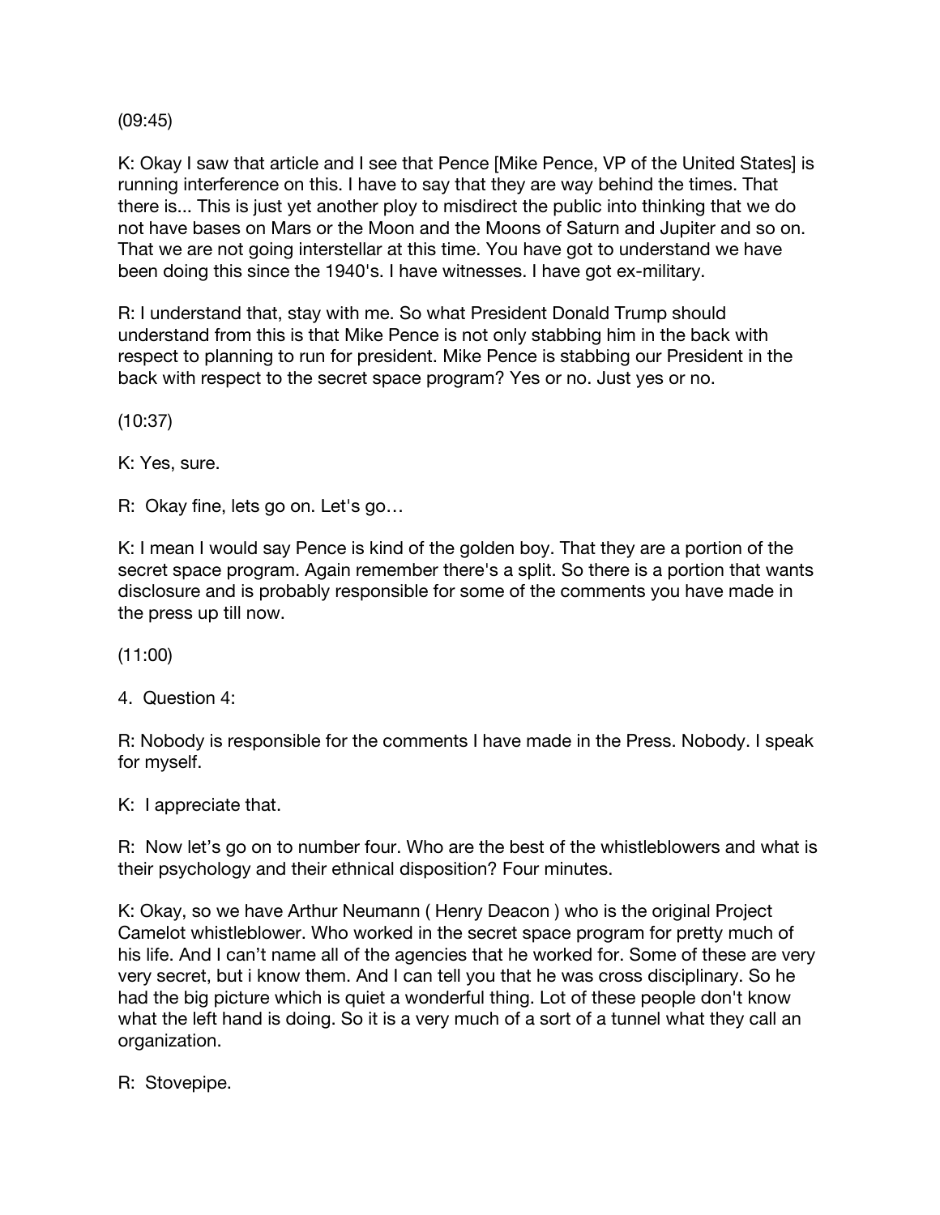(09:45)

K: Okay I saw that article and I see that Pence [Mike Pence, VP of the United States] is running interference on this. I have to say that they are way behind the times. That there is... This is just yet another ploy to misdirect the public into thinking that we do not have bases on Mars or the Moon and the Moons of Saturn and Jupiter and so on. That we are not going interstellar at this time. You have got to understand we have been doing this since the 1940's. I have witnesses. I have got ex-military.

R: I understand that, stay with me. So what President Donald Trump should understand from this is that Mike Pence is not only stabbing him in the back with respect to planning to run for president. Mike Pence is stabbing our President in the back with respect to the secret space program? Yes or no. Just yes or no.

(10:37)

K: Yes, sure.

R: Okay fine, lets go on. Let's go…

K: I mean I would say Pence is kind of the golden boy. That they are a portion of the secret space program. Again remember there's a split. So there is a portion that wants disclosure and is probably responsible for some of the comments you have made in the press up till now.

(11:00)

4. Question 4:

R: Nobody is responsible for the comments I have made in the Press. Nobody. I speak for myself.

K: I appreciate that.

R: Now let's go on to number four. Who are the best of the whistleblowers and what is their psychology and their ethnical disposition? Four minutes.

K: Okay, so we have Arthur Neumann ( Henry Deacon ) who is the original Project Camelot whistleblower. Who worked in the secret space program for pretty much of his life. And I can't name all of the agencies that he worked for. Some of these are very very secret, but i know them. And I can tell you that he was cross disciplinary. So he had the big picture which is quiet a wonderful thing. Lot of these people don't know what the left hand is doing. So it is a very much of a sort of a tunnel what they call an organization.

R: Stovepipe.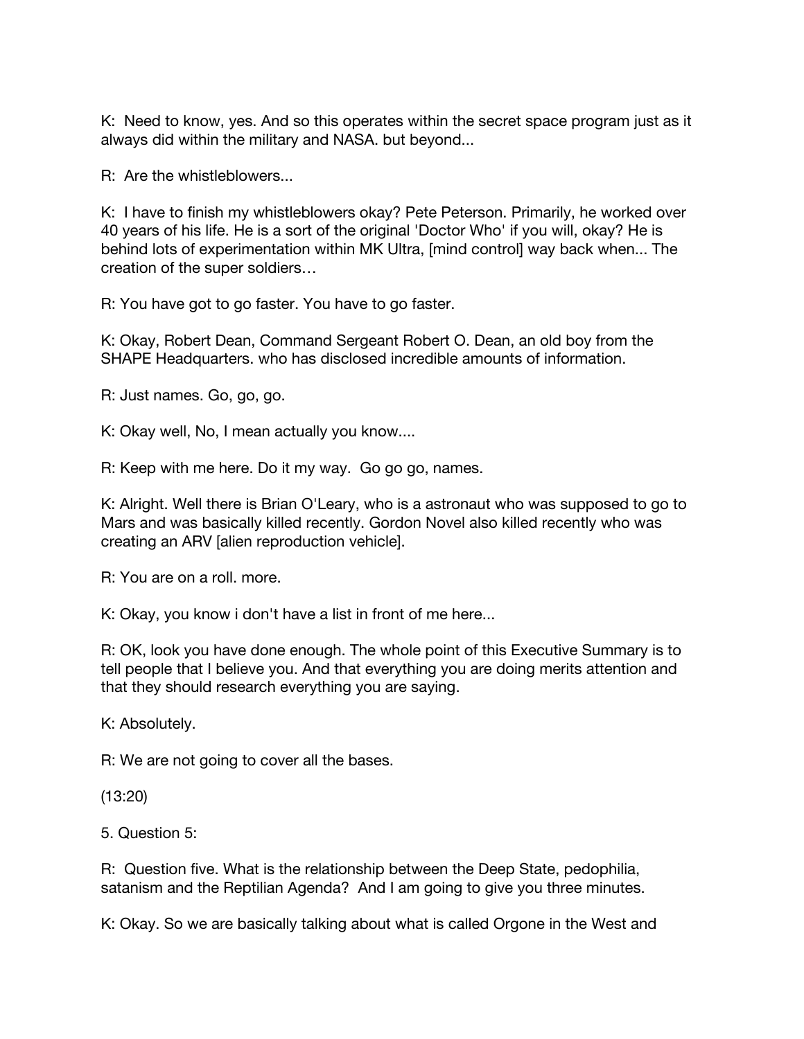K: Need to know, yes. And so this operates within the secret space program just as it always did within the military and NASA. but beyond...

R: Are the whistleblowers...

K: I have to finish my whistleblowers okay? Pete Peterson. Primarily, he worked over 40 years of his life. He is a sort of the original 'Doctor Who' if you will, okay? He is behind lots of experimentation within MK Ultra, [mind control] way back when... The creation of the super soldiers…

R: You have got to go faster. You have to go faster.

K: Okay, Robert Dean, Command Sergeant Robert O. Dean, an old boy from the SHAPE Headquarters. who has disclosed incredible amounts of information.

R: Just names. Go, go, go.

K: Okay well, No, I mean actually you know....

R: Keep with me here. Do it my way. Go go go, names.

K: Alright. Well there is Brian O'Leary, who is a astronaut who was supposed to go to Mars and was basically killed recently. Gordon Novel also killed recently who was creating an ARV [alien reproduction vehicle].

R: You are on a roll. more.

K: Okay, you know i don't have a list in front of me here...

R: OK, look you have done enough. The whole point of this Executive Summary is to tell people that I believe you. And that everything you are doing merits attention and that they should research everything you are saying.

K: Absolutely.

R: We are not going to cover all the bases.

(13:20)

5. Question 5:

R: Question five. What is the relationship between the Deep State, pedophilia, satanism and the Reptilian Agenda? And I am going to give you three minutes.

K: Okay. So we are basically talking about what is called Orgone in the West and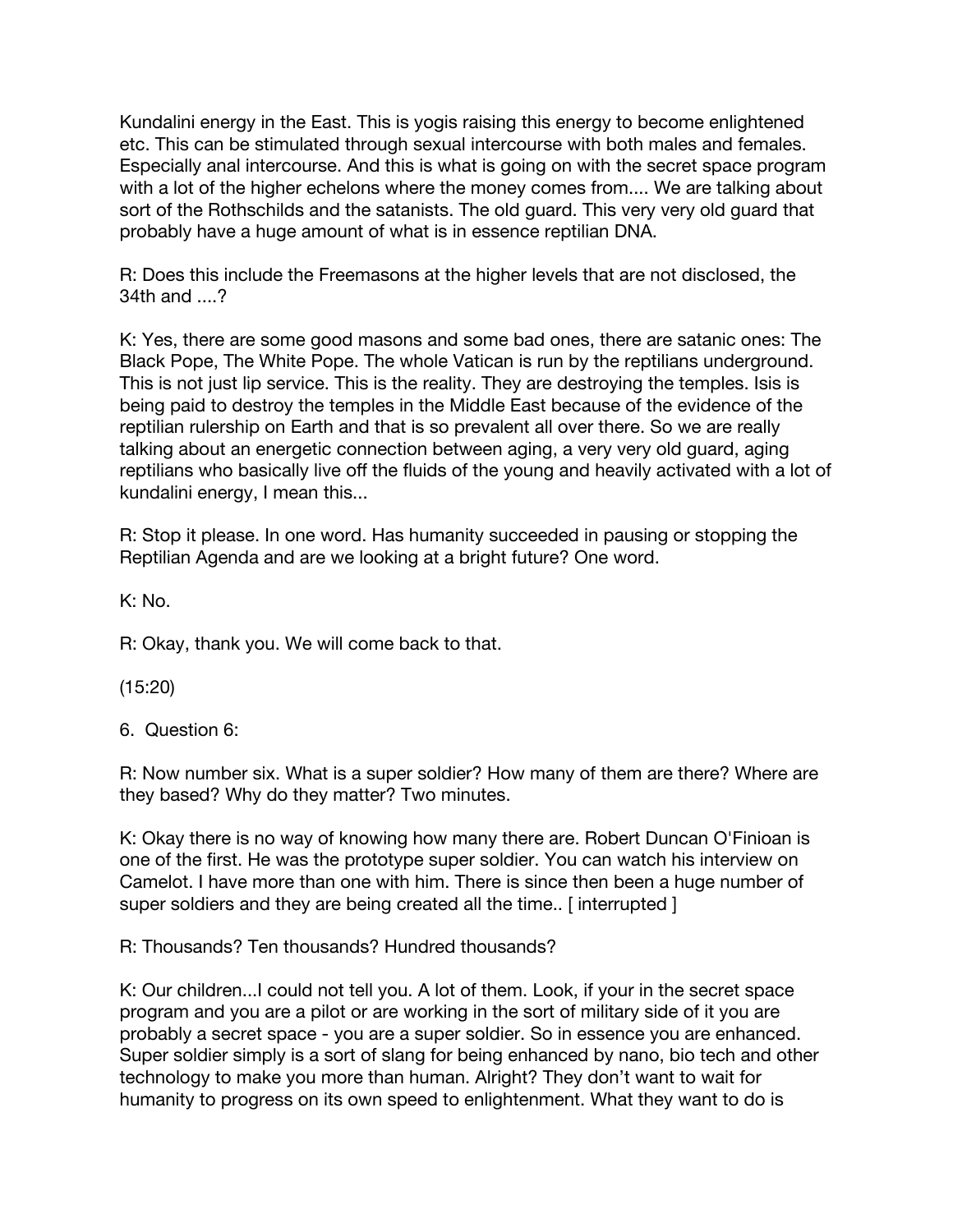Kundalini energy in the East. This is yogis raising this energy to become enlightened etc. This can be stimulated through sexual intercourse with both males and females. Especially anal intercourse. And this is what is going on with the secret space program with a lot of the higher echelons where the money comes from.... We are talking about sort of the Rothschilds and the satanists. The old guard. This very very old guard that probably have a huge amount of what is in essence reptilian DNA.

R: Does this include the Freemasons at the higher levels that are not disclosed, the 34th and ....?

K: Yes, there are some good masons and some bad ones, there are satanic ones: The Black Pope, The White Pope. The whole Vatican is run by the reptilians underground. This is not just lip service. This is the reality. They are destroying the temples. Isis is being paid to destroy the temples in the Middle East because of the evidence of the reptilian rulership on Earth and that is so prevalent all over there. So we are really talking about an energetic connection between aging, a very very old guard, aging reptilians who basically live off the fluids of the young and heavily activated with a lot of kundalini energy, I mean this...

R: Stop it please. In one word. Has humanity succeeded in pausing or stopping the Reptilian Agenda and are we looking at a bright future? One word.

K: No.

R: Okay, thank you. We will come back to that.

(15:20)

6. Question 6:

R: Now number six. What is a super soldier? How many of them are there? Where are they based? Why do they matter? Two minutes.

K: Okay there is no way of knowing how many there are. Robert Duncan O'Finioan is one of the first. He was the prototype super soldier. You can watch his interview on Camelot. I have more than one with him. There is since then been a huge number of super soldiers and they are being created all the time.. [ interrupted ]

R: Thousands? Ten thousands? Hundred thousands?

K: Our children...I could not tell you. A lot of them. Look, if your in the secret space program and you are a pilot or are working in the sort of military side of it you are probably a secret space - you are a super soldier. So in essence you are enhanced. Super soldier simply is a sort of slang for being enhanced by nano, bio tech and other technology to make you more than human. Alright? They don't want to wait for humanity to progress on its own speed to enlightenment. What they want to do is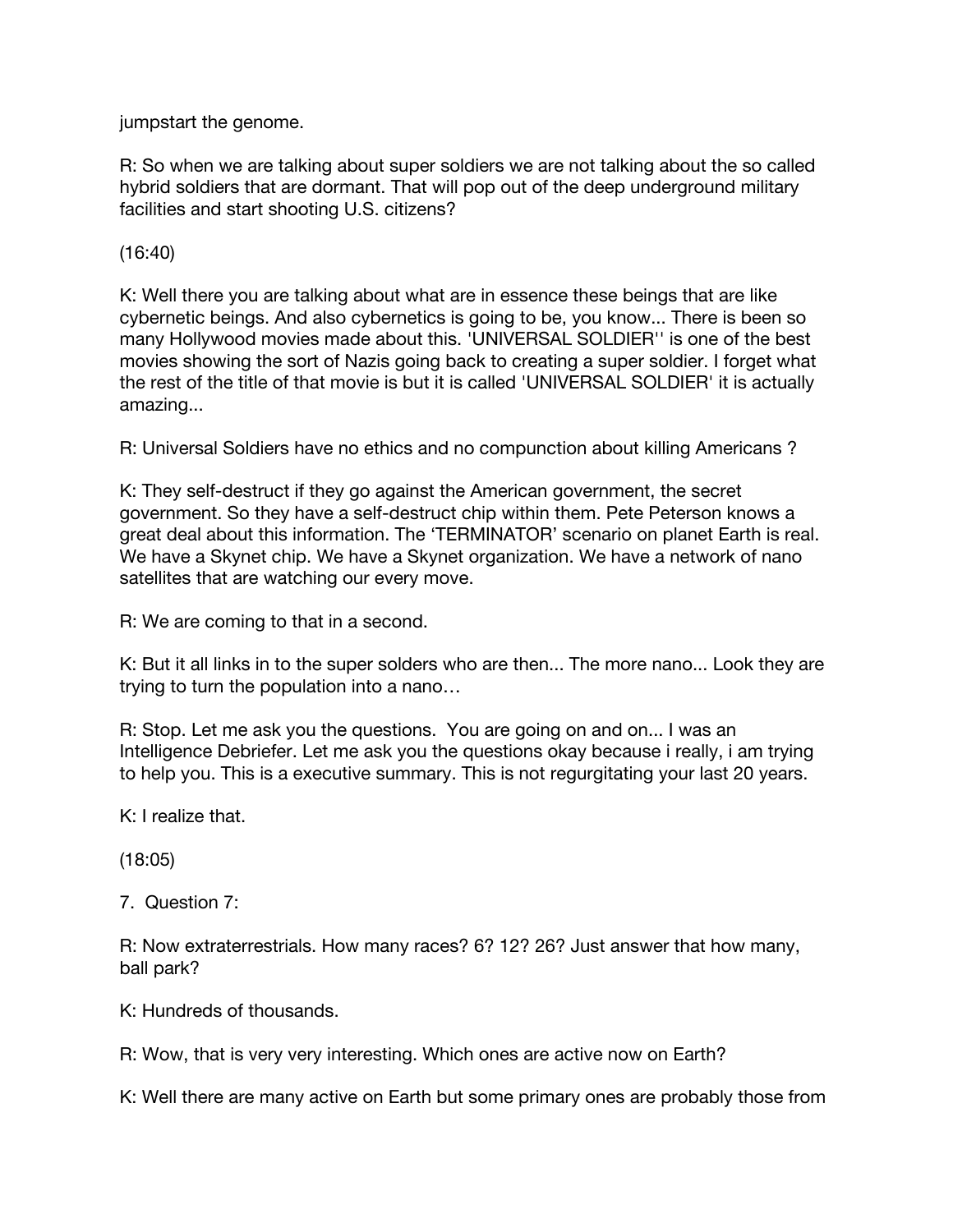jumpstart the genome.

R: So when we are talking about super soldiers we are not talking about the so called hybrid soldiers that are dormant. That will pop out of the deep underground military facilities and start shooting U.S. citizens?

(16:40)

K: Well there you are talking about what are in essence these beings that are like cybernetic beings. And also cybernetics is going to be, you know... There is been so many Hollywood movies made about this. 'UNIVERSAL SOLDIER'' is one of the best movies showing the sort of Nazis going back to creating a super soldier. I forget what the rest of the title of that movie is but it is called 'UNIVERSAL SOLDIER' it is actually amazing...

R: Universal Soldiers have no ethics and no compunction about killing Americans ?

K: They self-destruct if they go against the American government, the secret government. So they have a self-destruct chip within them. Pete Peterson knows a great deal about this information. The 'TERMINATOR' scenario on planet Earth is real. We have a Skynet chip. We have a Skynet organization. We have a network of nano satellites that are watching our every move.

R: We are coming to that in a second.

K: But it all links in to the super solders who are then... The more nano... Look they are trying to turn the population into a nano…

R: Stop. Let me ask you the questions.  You are going on and on... I was an Intelligence Debriefer. Let me ask you the questions okay because i really, i am trying to help you. This is a executive summary. This is not regurgitating your last 20 years.

K: I realize that.

(18:05)

7. Question 7:

R: Now extraterrestrials. How many races? 6? 12? 26? Just answer that how many, ball park?

K: Hundreds of thousands.

R: Wow, that is very very interesting. Which ones are active now on Earth?

K: Well there are many active on Earth but some primary ones are probably those from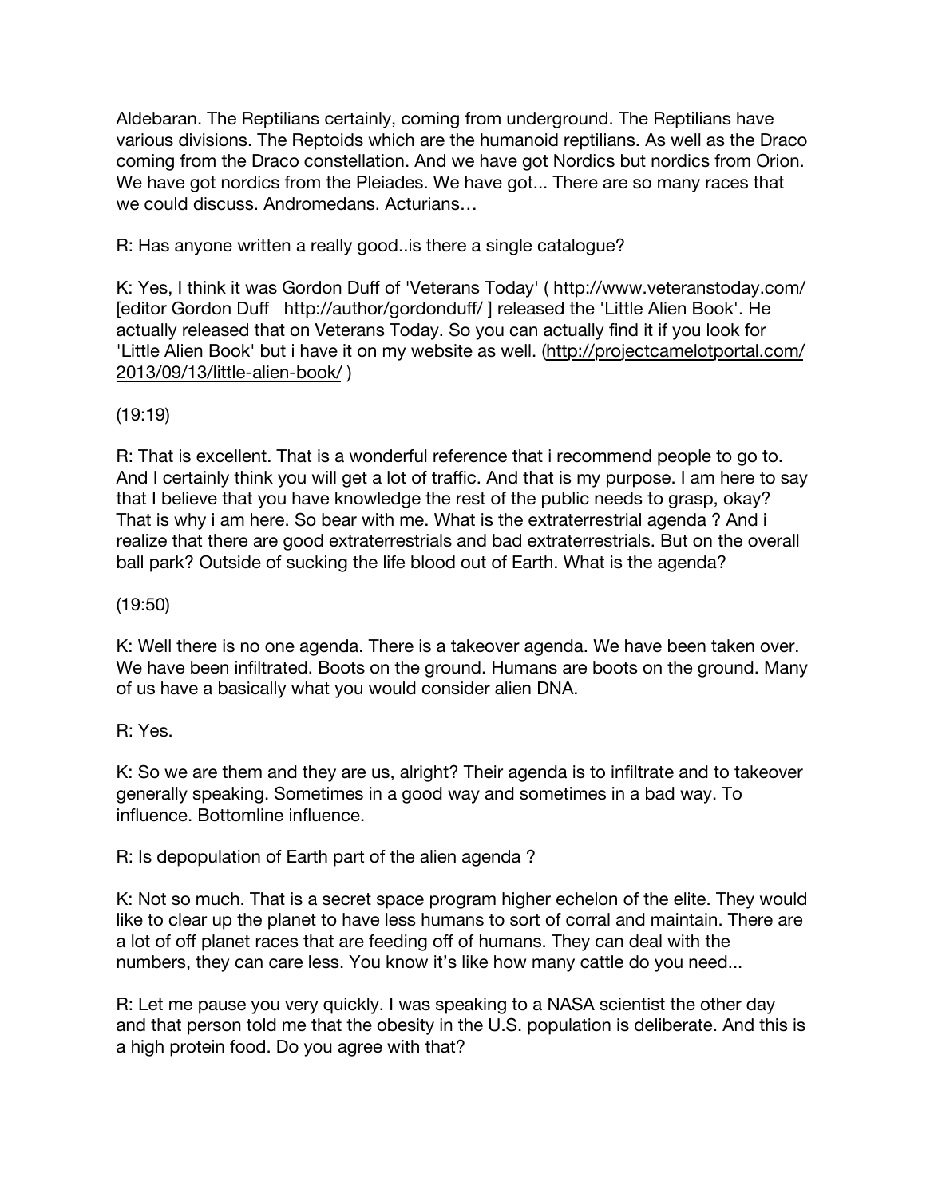Aldebaran. The Reptilians certainly, coming from underground. The Reptilians have various divisions. The Reptoids which are the humanoid reptilians. As well as the Draco coming from the Draco constellation. And we have got Nordics but nordics from Orion. We have got nordics from the Pleiades. We have got... There are so many races that we could discuss. Andromedans. Acturians…

R: Has anyone written a really good..is there a single catalogue?

K: Yes, I think it was Gordon Duff of 'Veterans Today' ( http://www.veteranstoday.com/ [editor Gordon Duff   http://author/gordonduff/ ] released the 'Little Alien Book'. He actually released that on Veterans Today. So you can actually find it if you look for 'Little Alien Book' but i have it on my website as well. (http://projectcamelotportal.com/2013/09/13/little-alien-book/ )

(19:19)

R: That is excellent. That is a wonderful reference that i recommend people to go to. And I certainly think you will get a lot of traffic. And that is my purpose. I am here to say that I believe that you have knowledge the rest of the public needs to grasp, okay? That is why i am here. So bear with me. What is the extraterrestrial agenda ? And i realize that there are good extraterrestrials and bad extraterrestrials. But on the overall ball park? Outside of sucking the life blood out of Earth. What is the agenda?

(19:50)

K: Well there is no one agenda. There is a takeover agenda. We have been taken over. We have been infiltrated. Boots on the ground. Humans are boots on the ground. Many of us have a basically what you would consider alien DNA.

R: Yes.

K: So we are them and they are us, alright? Their agenda is to infiltrate and to takeover generally speaking. Sometimes in a good way and sometimes in a bad way. To influence. Bottomline influence.

R: Is depopulation of Earth part of the alien agenda ?

K: Not so much. That is a secret space program higher echelon of the elite. They would like to clear up the planet to have less humans to sort of corral and maintain. There are a lot of off planet races that are feeding off of humans. They can deal with the numbers, they can care less. You know it's like how many cattle do you need...

R: Let me pause you very quickly. I was speaking to a NASA scientist the other day and that person told me that the obesity in the U.S. population is deliberate. And this is a high protein food. Do you agree with that?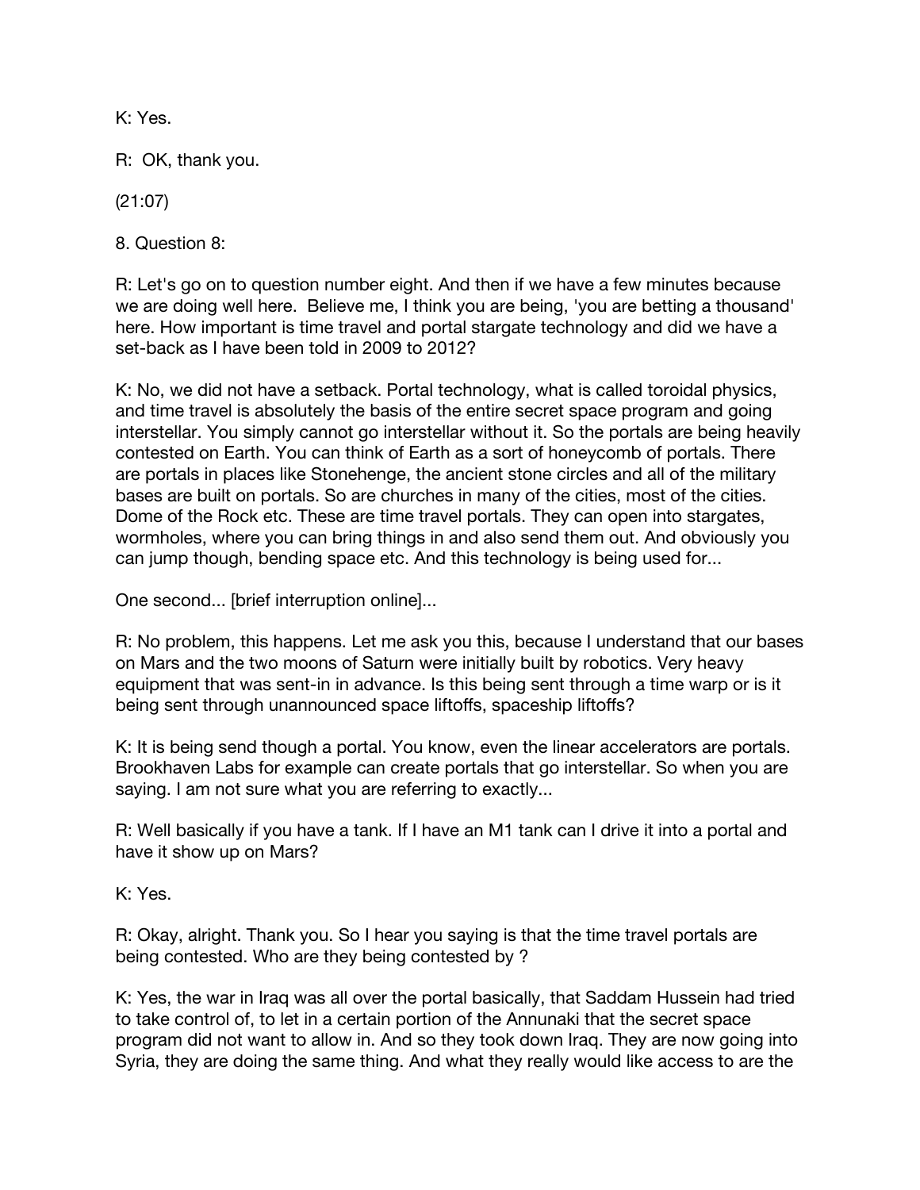K: Yes.

R: OK, thank you.

(21:07)

8. Question 8:

R: Let's go on to question number eight. And then if we have a few minutes because we are doing well here. Believe me, I think you are being, 'you are betting a thousand' here. How important is time travel and portal stargate technology and did we have a set-back as I have been told in 2009 to 2012?

K: No, we did not have a setback. Portal technology, what is called toroidal physics, and time travel is absolutely the basis of the entire secret space program and going interstellar. You simply cannot go interstellar without it. So the portals are being heavily contested on Earth. You can think of Earth as a sort of honeycomb of portals. There are portals in places like Stonehenge, the ancient stone circles and all of the military bases are built on portals. So are churches in many of the cities, most of the cities. Dome of the Rock etc. These are time travel portals. They can open into stargates, wormholes, where you can bring things in and also send them out. And obviously you can jump though, bending space etc. And this technology is being used for...

One second... [brief interruption online]...

R: No problem, this happens. Let me ask you this, because I understand that our bases on Mars and the two moons of Saturn were initially built by robotics. Very heavy equipment that was sent-in in advance. Is this being sent through a time warp or is it being sent through unannounced space liftoffs, spaceship liftoffs?

K: It is being send though a portal. You know, even the linear accelerators are portals. Brookhaven Labs for example can create portals that go interstellar. So when you are saying. I am not sure what you are referring to exactly...

R: Well basically if you have a tank. If I have an M1 tank can I drive it into a portal and have it show up on Mars?

K: Yes.

R: Okay, alright. Thank you. So I hear you saying is that the time travel portals are being contested. Who are they being contested by ?

K: Yes, the war in Iraq was all over the portal basically, that Saddam Hussein had tried to take control of, to let in a certain portion of the Annunaki that the secret space program did not want to allow in. And so they took down Iraq. They are now going into Syria, they are doing the same thing. And what they really would like access to are the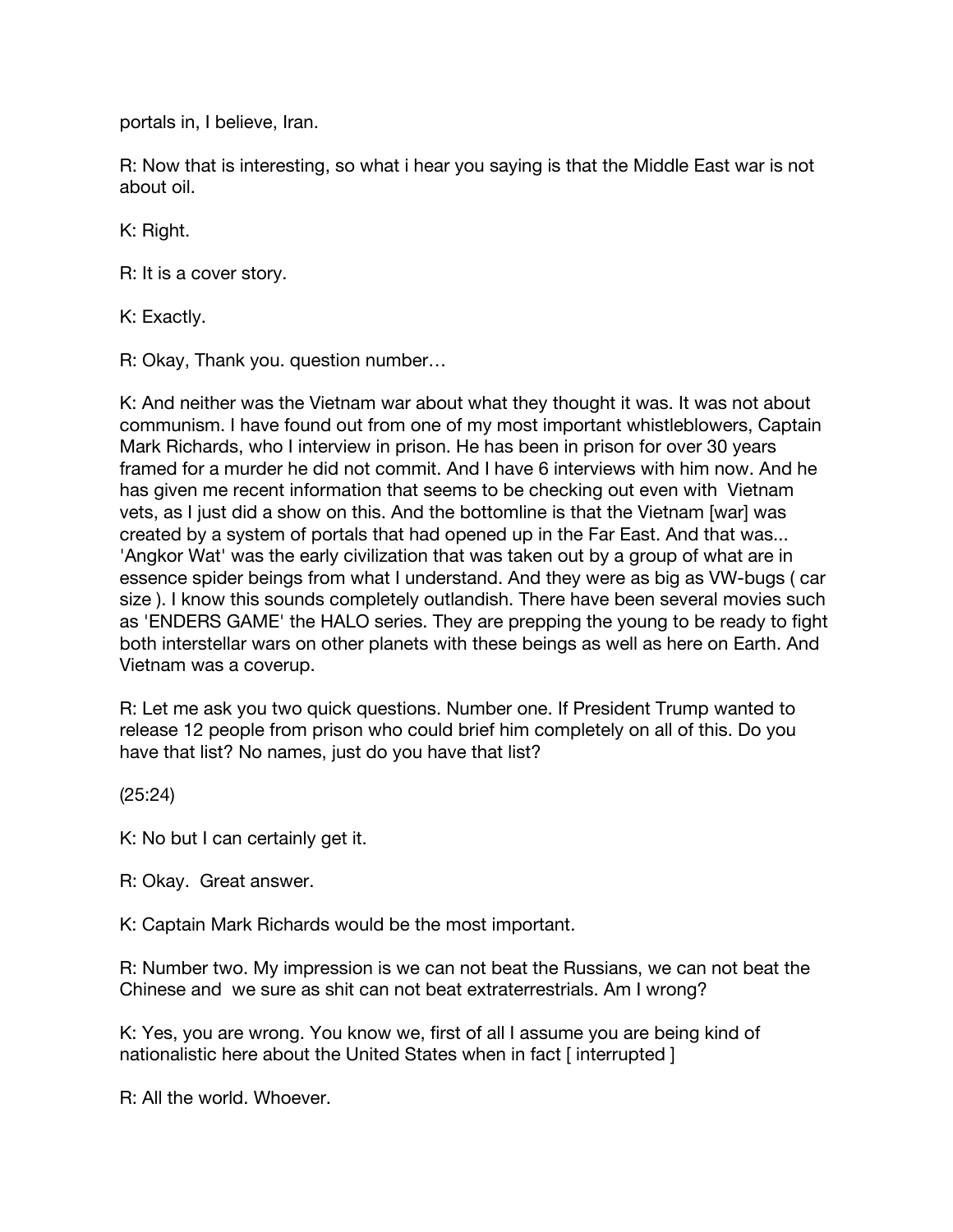portals in, I believe, Iran.

R: Now that is interesting, so what i hear you saying is that the Middle East war is not about oil.

K: Right.

R: It is a cover story.

K: Exactly.

R: Okay, Thank you. question number…

K: And neither was the Vietnam war about what they thought it was. It was not about communism. I have found out from one of my most important whistleblowers, Captain Mark Richards, who I interview in prison. He has been in prison for over 30 years framed for a murder he did not commit. And I have 6 interviews with him now. And he has given me recent information that seems to be checking out even with Vietnam vets, as I just did a show on this. And the bottomline is that the Vietnam [war] was created by a system of portals that had opened up in the Far East. And that was... 'Angkor Wat' was the early civilization that was taken out by a group of what are in essence spider beings from what I understand. And they were as big as VW-bugs ( car size ). I know this sounds completely outlandish. There have been several movies such as 'ENDERS GAME' the HALO series. They are prepping the young to be ready to fight both interstellar wars on other planets with these beings as well as here on Earth. And Vietnam was a coverup.

R: Let me ask you two quick questions. Number one. If President Trump wanted to release 12 people from prison who could brief him completely on all of this. Do you have that list? No names, just do you have that list?

(25:24)

K: No but I can certainly get it.

R: Okay. Great answer.

K: Captain Mark Richards would be the most important.

R: Number two. My impression is we can not beat the Russians, we can not beat the Chinese and we sure as shit can not beat extraterrestrials. Am I wrong?

K: Yes, you are wrong. You know we, first of all I assume you are being kind of nationalistic here about the United States when in fact [ interrupted ]

R: All the world. Whoever.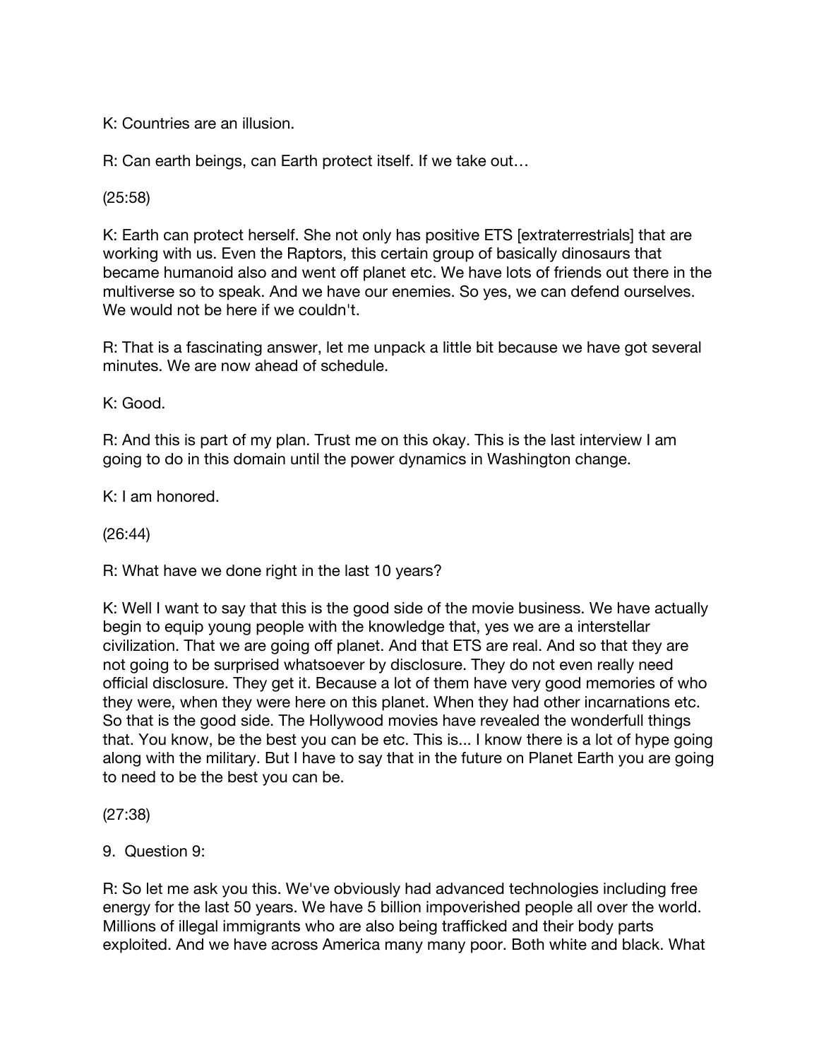K: Countries are an illusion.

R: Can earth beings, can Earth protect itself. If we take out…

(25:58)

K: Earth can protect herself. She not only has positive ETS [extraterrestrials] that are working with us. Even the Raptors, this certain group of basically dinosaurs that became humanoid also and went off planet etc. We have lots of friends out there in the multiverse so to speak. And we have our enemies. So yes, we can defend ourselves. We would not be here if we couldn't.

R: That is a fascinating answer, let me unpack a little bit because we have got several minutes. We are now ahead of schedule.

K: Good.

R: And this is part of my plan. Trust me on this okay. This is the last interview I am going to do in this domain until the power dynamics in Washington change.

K: I am honored.

(26:44)

R: What have we done right in the last 10 years?

K: Well I want to say that this is the good side of the movie business. We have actually begin to equip young people with the knowledge that, yes we are a interstellar civilization. That we are going off planet. And that ETS are real. And so that they are not going to be surprised whatsoever by disclosure. They do not even really need official disclosure. They get it. Because a lot of them have very good memories of who they were, when they were here on this planet. When they had other incarnations etc. So that is the good side. The Hollywood movies have revealed the wonderfull things that. You know, be the best you can be etc. This is... I know there is a lot of hype going along with the military. But I have to say that in the future on Planet Earth you are going to need to be the best you can be.

(27:38)

9. Question 9:

R: So let me ask you this. We've obviously had advanced technologies including free energy for the last 50 years. We have 5 billion impoverished people all over the world. Millions of illegal immigrants who are also being trafficked and their body parts exploited. And we have across America many many poor. Both white and black. What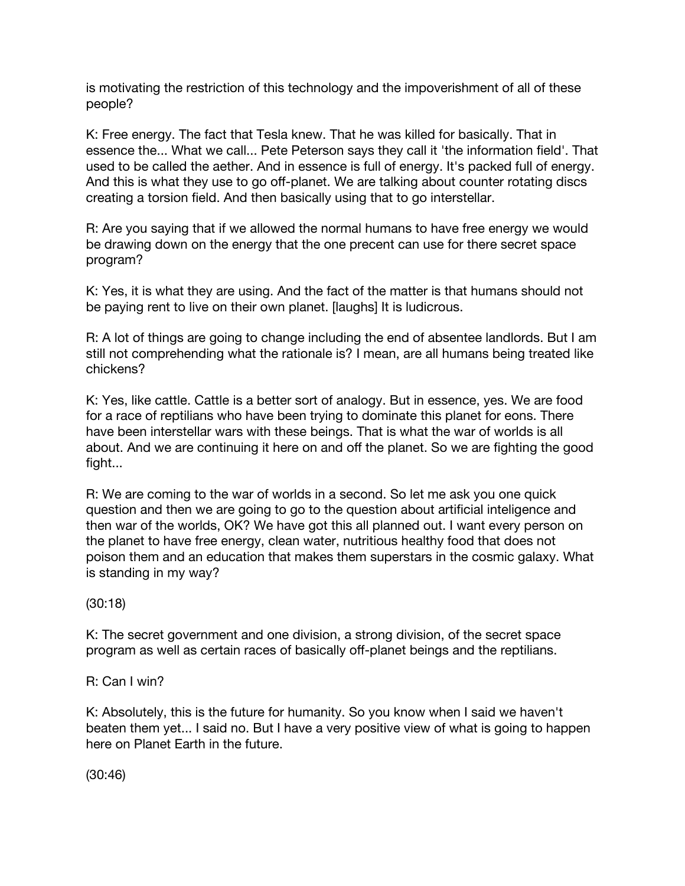is motivating the restriction of this technology and the impoverishment of all of these people?

K: Free energy. The fact that Tesla knew. That he was killed for basically. That in essence the... What we call... Pete Peterson says they call it 'the information field'. That used to be called the aether. And in essence is full of energy. It's packed full of energy. And this is what they use to go off-planet. We are talking about counter rotating discs creating a torsion field. And then basically using that to go interstellar.

R: Are you saying that if we allowed the normal humans to have free energy we would be drawing down on the energy that the one precent can use for there secret space program?

K: Yes, it is what they are using. And the fact of the matter is that humans should not be paying rent to live on their own planet. [laughs] It is ludicrous.

R: A lot of things are going to change including the end of absentee landlords. But I am still not comprehending what the rationale is? I mean, are all humans being treated like chickens?

K: Yes, like cattle. Cattle is a better sort of analogy. But in essence, yes. We are food for a race of reptilians who have been trying to dominate this planet for eons. There have been interstellar wars with these beings. That is what the war of worlds is all about. And we are continuing it here on and off the planet. So we are fighting the good fight...

R: We are coming to the war of worlds in a second. So let me ask you one quick question and then we are going to go to the question about artificial inteligence and then war of the worlds, OK? We have got this all planned out. I want every person on the planet to have free energy, clean water, nutritious healthy food that does not poison them and an education that makes them superstars in the cosmic galaxy. What is standing in my way?

(30:18)

K: The secret government and one division, a strong division, of the secret space program as well as certain races of basically off-planet beings and the reptilians.

R: Can I win?

K: Absolutely, this is the future for humanity. So you know when I said we haven't beaten them yet... I said no. But I have a very positive view of what is going to happen here on Planet Earth in the future.

(30:46)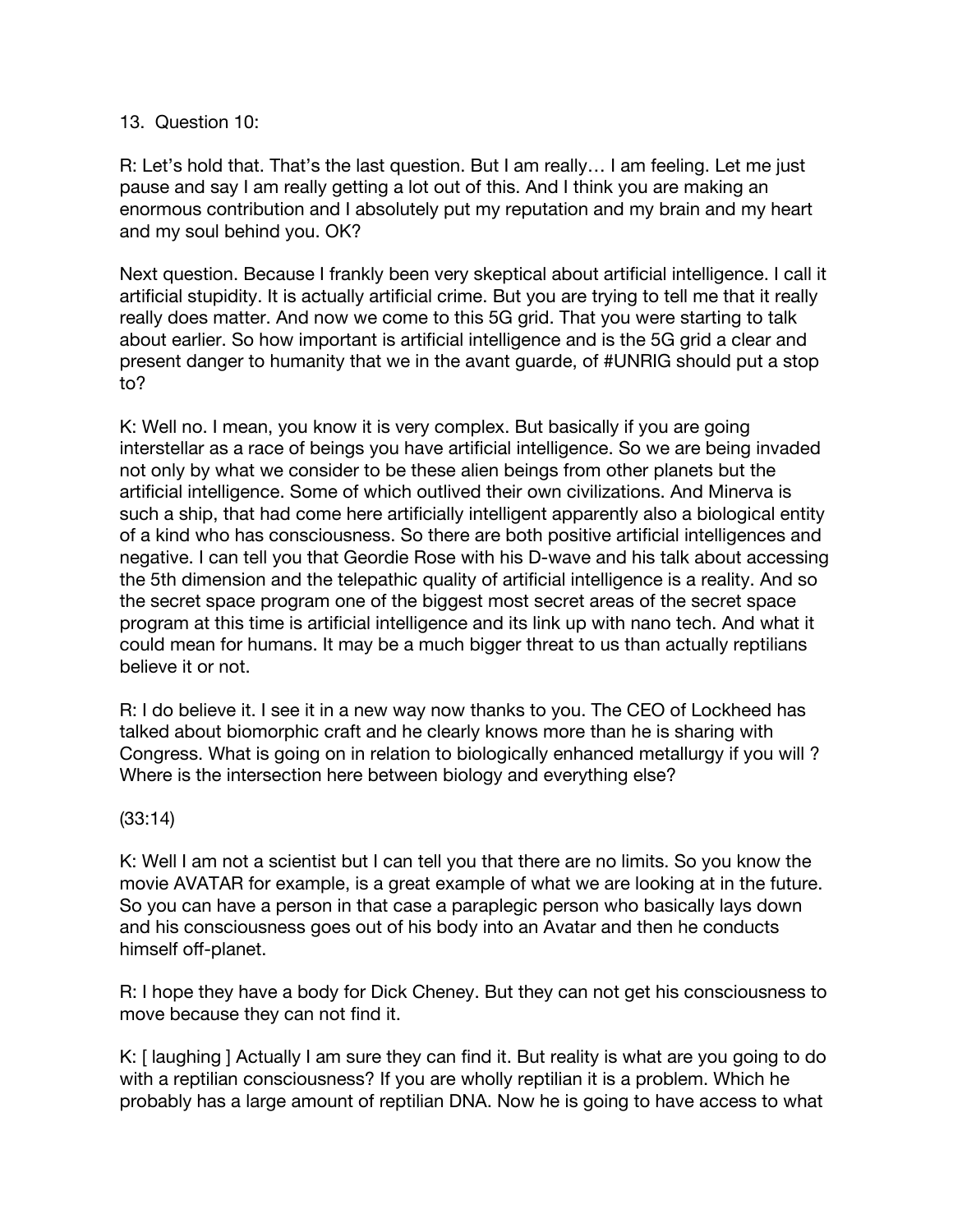13. Question 10:

R: Let's hold that. That's the last question. But I am really… I am feeling. Let me just pause and say I am really getting a lot out of this. And I think you are making an enormous contribution and I absolutely put my reputation and my brain and my heart and my soul behind you. OK?

Next question. Because I frankly been very skeptical about artificial intelligence. I call it artificial stupidity. It is actually artificial crime. But you are trying to tell me that it really really does matter. And now we come to this 5G grid. That you were starting to talk about earlier. So how important is artificial intelligence and is the 5G grid a clear and present danger to humanity that we in the avant guarde, of #UNRIG should put a stop to?

K: Well no. I mean, you know it is very complex. But basically if you are going interstellar as a race of beings you have artificial intelligence. So we are being invaded not only by what we consider to be these alien beings from other planets but the artificial intelligence. Some of which outlived their own civilizations. And Minerva is such a ship, that had come here artificially intelligent apparently also a biological entity of a kind who has consciousness. So there are both positive artificial intelligences and negative. I can tell you that Geordie Rose with his D-wave and his talk about accessing the 5th dimension and the telepathic quality of artificial intelligence is a reality. And so the secret space program one of the biggest most secret areas of the secret space program at this time is artificial intelligence and its link up with nano tech. And what it could mean for humans. It may be a much bigger threat to us than actually reptilians believe it or not.

R: I do believe it. I see it in a new way now thanks to you. The CEO of Lockheed has talked about biomorphic craft and he clearly knows more than he is sharing with Congress. What is going on in relation to biologically enhanced metallurgy if you will ? Where is the intersection here between biology and everything else?

(33:14)

K: Well I am not a scientist but I can tell you that there are no limits. So you know the movie AVATAR for example, is a great example of what we are looking at in the future. So you can have a person in that case a paraplegic person who basically lays down and his consciousness goes out of his body into an Avatar and then he conducts himself off-planet.

R: I hope they have a body for Dick Cheney. But they can not get his consciousness to move because they can not find it.

K: [ laughing ] Actually I am sure they can find it. But reality is what are you going to do with a reptilian consciousness? If you are wholly reptilian it is a problem. Which he probably has a large amount of reptilian DNA. Now he is going to have access to what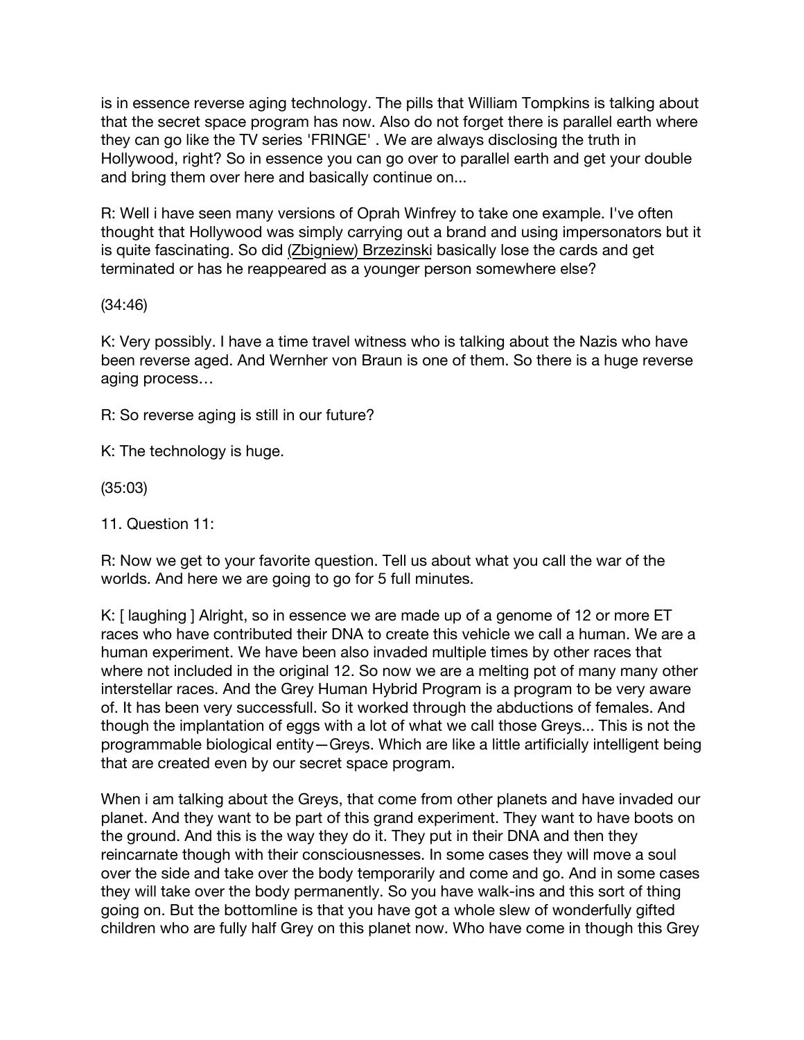is in essence reverse aging technology. The pills that William Tompkins is talking about that the secret space program has now. Also do not forget there is parallel earth where they can go like the TV series 'FRINGE' . We are always disclosing the truth in Hollywood, right? So in essence you can go over to parallel earth and get your double and bring them over here and basically continue on...

R: Well i have seen many versions of Oprah Winfrey to take one example. I've often thought that Hollywood was simply carrying out a brand and using impersonators but it is quite fascinating. So did (Zbigniew) Brzezinski basically lose the cards and get terminated or has he reappeared as a younger person somewhere else?

(34:46)

K: Very possibly. I have a time travel witness who is talking about the Nazis who have been reverse aged. And Wernher von Braun is one of them. So there is a huge reverse aging process…

R: So reverse aging is still in our future?

K: The technology is huge.

(35:03)

11. Question 11:

R: Now we get to your favorite question. Tell us about what you call the war of the worlds. And here we are going to go for 5 full minutes.

K: [ laughing ] Alright, so in essence we are made up of a genome of 12 or more ET races who have contributed their DNA to create this vehicle we call a human. We are a human experiment. We have been also invaded multiple times by other races that where not included in the original 12. So now we are a melting pot of many many other interstellar races. And the Grey Human Hybrid Program is a program to be very aware of. It has been very successfull. So it worked through the abductions of females. And though the implantation of eggs with a lot of what we call those Greys... This is not the programmable biological entity—Greys. Which are like a little artificially intelligent being that are created even by our secret space program.

When i am talking about the Greys, that come from other planets and have invaded our planet. And they want to be part of this grand experiment. They want to have boots on the ground. And this is the way they do it. They put in their DNA and then they reincarnate though with their consciousnesses. In some cases they will move a soul over the side and take over the body temporarily and come and go. And in some cases they will take over the body permanently. So you have walk-ins and this sort of thing going on. But the bottomline is that you have got a whole slew of wonderfully gifted children who are fully half Grey on this planet now. Who have come in though this Grey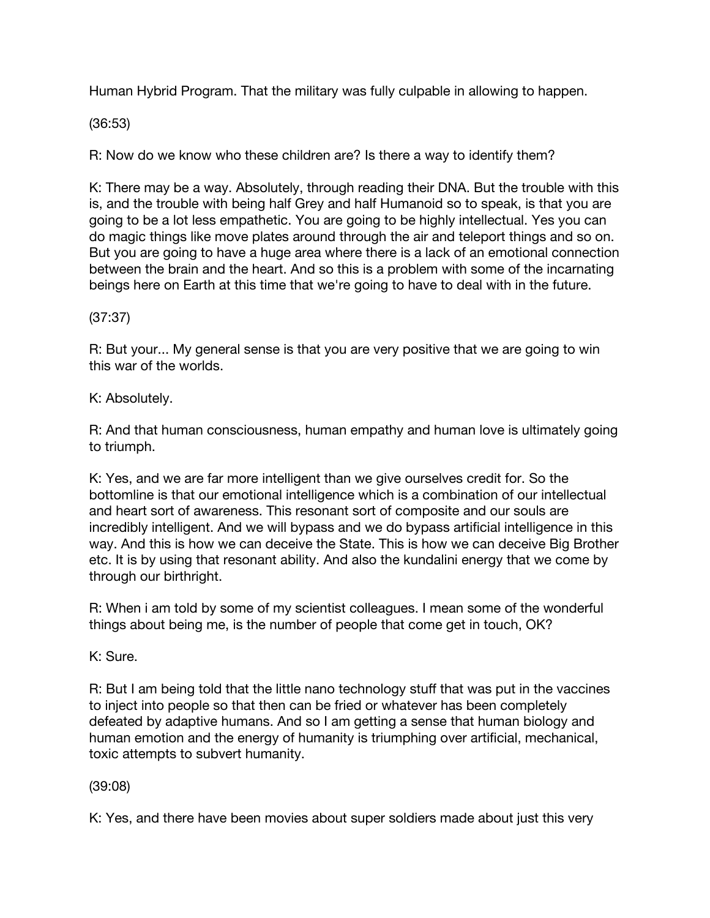Human Hybrid Program. That the military was fully culpable in allowing to happen.

(36:53)

R: Now do we know who these children are? Is there a way to identify them?

K: There may be a way. Absolutely, through reading their DNA. But the trouble with this is, and the trouble with being half Grey and half Humanoid so to speak, is that you are going to be a lot less empathetic. You are going to be highly intellectual. Yes you can do magic things like move plates around through the air and teleport things and so on. But you are going to have a huge area where there is a lack of an emotional connection between the brain and the heart. And so this is a problem with some of the incarnating beings here on Earth at this time that we're going to have to deal with in the future.

(37:37)

R: But your... My general sense is that you are very positive that we are going to win this war of the worlds.

K: Absolutely.

R: And that human consciousness, human empathy and human love is ultimately going to triumph.

K: Yes, and we are far more intelligent than we give ourselves credit for. So the bottomline is that our emotional intelligence which is a combination of our intellectual and heart sort of awareness. This resonant sort of composite and our souls are incredibly intelligent. And we will bypass and we do bypass artificial intelligence in this way. And this is how we can deceive the State. This is how we can deceive Big Brother etc. It is by using that resonant ability. And also the kundalini energy that we come by through our birthright.

R: When i am told by some of my scientist colleagues. I mean some of the wonderful things about being me, is the number of people that come get in touch, OK?

K: Sure.

R: But I am being told that the little nano technology stuff that was put in the vaccines to inject into people so that then can be fried or whatever has been completely defeated by adaptive humans. And so I am getting a sense that human biology and human emotion and the energy of humanity is triumphing over artificial, mechanical, toxic attempts to subvert humanity.

(39:08)

K: Yes, and there have been movies about super soldiers made about just this very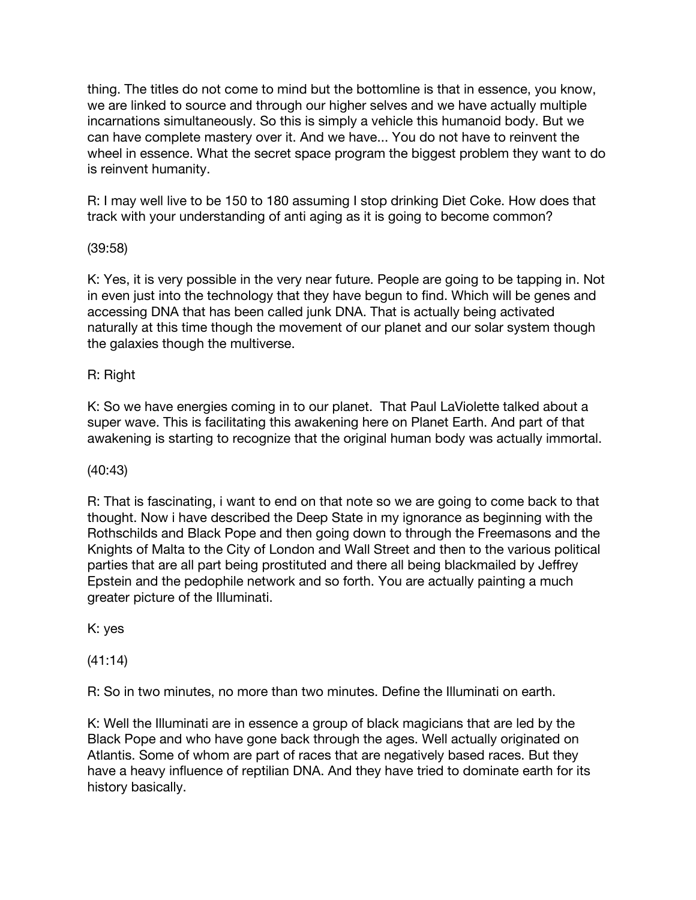thing. The titles do not come to mind but the bottomline is that in essence, you know, we are linked to source and through our higher selves and we have actually multiple incarnations simultaneously. So this is simply a vehicle this humanoid body. But we can have complete mastery over it. And we have... You do not have to reinvent the wheel in essence. What the secret space program the biggest problem they want to do is reinvent humanity.

R: I may well live to be 150 to 180 assuming I stop drinking Diet Coke. How does that track with your understanding of anti aging as it is going to become common?

(39:58)

K: Yes, it is very possible in the very near future. People are going to be tapping in. Not in even just into the technology that they have begun to find. Which will be genes and accessing DNA that has been called junk DNA. That is actually being activated naturally at this time though the movement of our planet and our solar system though the galaxies though the multiverse.

R: Right

K: So we have energies coming in to our planet. That Paul LaViolette talked about a super wave. This is facilitating this awakening here on Planet Earth. And part of that awakening is starting to recognize that the original human body was actually immortal.

(40:43)

R: That is fascinating, i want to end on that note so we are going to come back to that thought. Now i have described the Deep State in my ignorance as beginning with the Rothschilds and Black Pope and then going down to through the Freemasons and the Knights of Malta to the City of London and Wall Street and then to the various political parties that are all part being prostituted and there all being blackmailed by Jeffrey Epstein and the pedophile network and so forth. You are actually painting a much greater picture of the Illuminati.

K: yes

(41:14)

R: So in two minutes, no more than two minutes. Define the Illuminati on earth.

K: Well the Illuminati are in essence a group of black magicians that are led by the Black Pope and who have gone back through the ages. Well actually originated on Atlantis. Some of whom are part of races that are negatively based races. But they have a heavy influence of reptilian DNA. And they have tried to dominate earth for its history basically.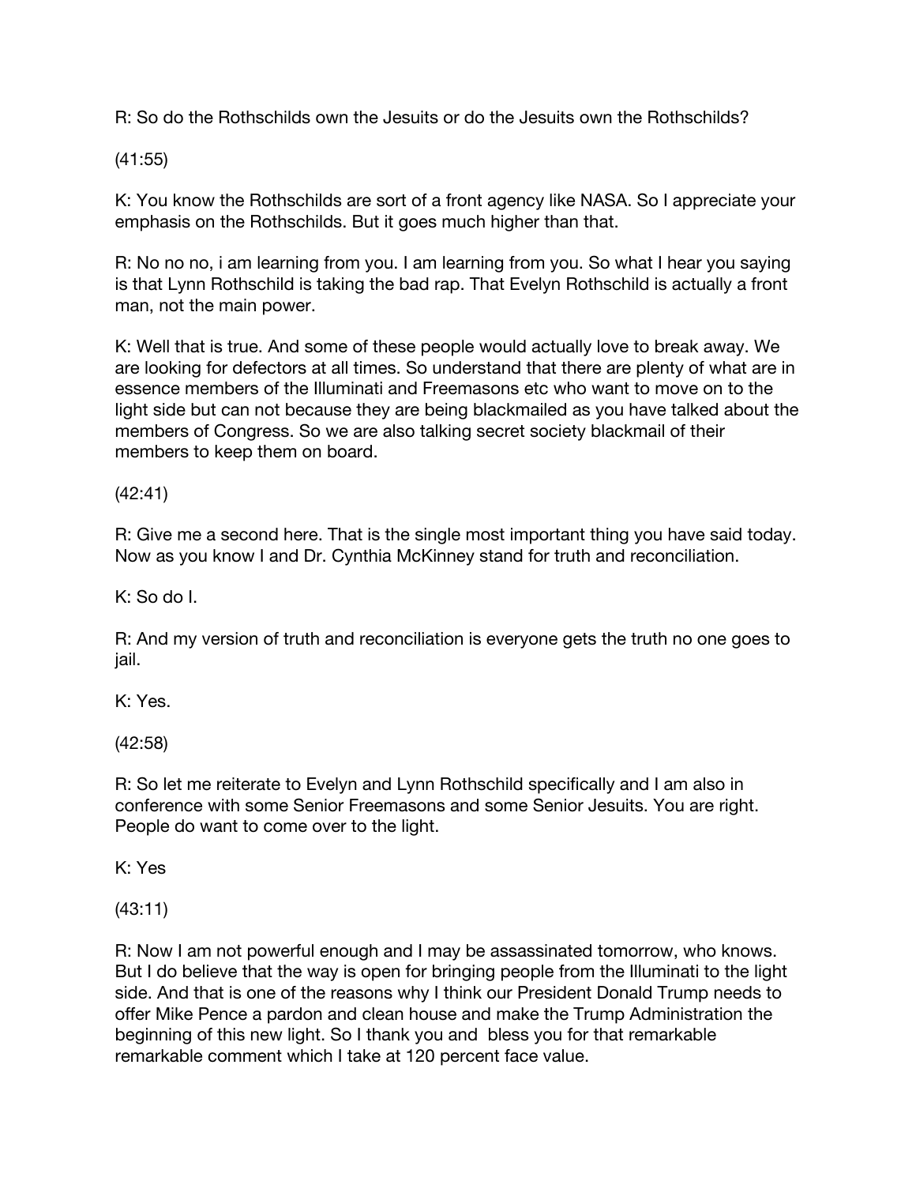R: So do the Rothschilds own the Jesuits or do the Jesuits own the Rothschilds?

(41:55)

K: You know the Rothschilds are sort of a front agency like NASA. So I appreciate your emphasis on the Rothschilds. But it goes much higher than that.

R: No no no, i am learning from you. I am learning from you. So what I hear you saying is that Lynn Rothschild is taking the bad rap. That Evelyn Rothschild is actually a front man, not the main power.

K: Well that is true. And some of these people would actually love to break away. We are looking for defectors at all times. So understand that there are plenty of what are in essence members of the Illuminati and Freemasons etc who want to move on to the light side but can not because they are being blackmailed as you have talked about the members of Congress. So we are also talking secret society blackmail of their members to keep them on board.

(42:41)

R: Give me a second here. That is the single most important thing you have said today. Now as you know I and Dr. Cynthia McKinney stand for truth and reconciliation.

K: So do I.

R: And my version of truth and reconciliation is everyone gets the truth no one goes to jail.

K: Yes.

(42:58)

R: So let me reiterate to Evelyn and Lynn Rothschild specifically and I am also in conference with some Senior Freemasons and some Senior Jesuits. You are right. People do want to come over to the light.

K: Yes

(43:11)

R: Now I am not powerful enough and I may be assassinated tomorrow, who knows. But I do believe that the way is open for bringing people from the Illuminati to the light side. And that is one of the reasons why I think our President Donald Trump needs to offer Mike Pence a pardon and clean house and make the Trump Administration the beginning of this new light. So I thank you and bless you for that remarkable remarkable comment which I take at 120 percent face value.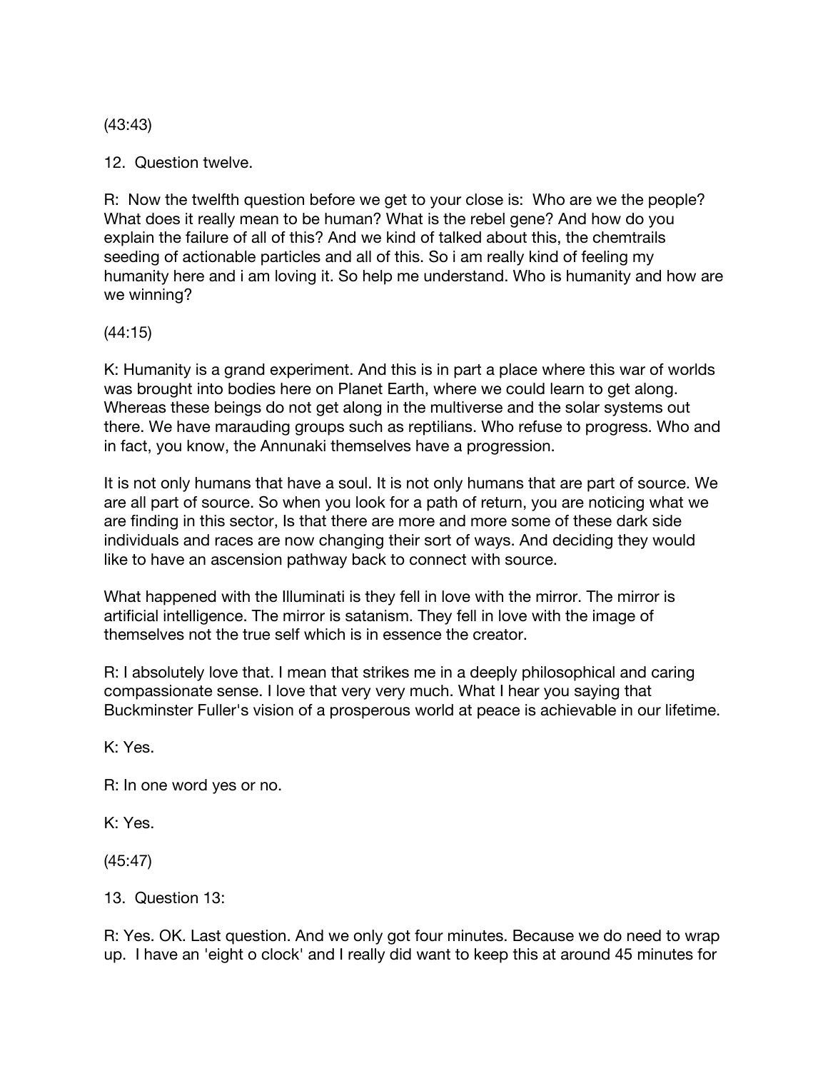(43:43)

12. Question twelve.

R: Now the twelfth question before we get to your close is: Who are we the people? What does it really mean to be human? What is the rebel gene? And how do you explain the failure of all of this? And we kind of talked about this, the chemtrails seeding of actionable particles and all of this. So i am really kind of feeling my humanity here and i am loving it. So help me understand. Who is humanity and how are we winning?

(44:15)

K: Humanity is a grand experiment. And this is in part a place where this war of worlds was brought into bodies here on Planet Earth, where we could learn to get along. Whereas these beings do not get along in the multiverse and the solar systems out there. We have marauding groups such as reptilians. Who refuse to progress. Who and in fact, you know, the Annunaki themselves have a progression.

It is not only humans that have a soul. It is not only humans that are part of source. We are all part of source. So when you look for a path of return, you are noticing what we are finding in this sector, Is that there are more and more some of these dark side individuals and races are now changing their sort of ways. And deciding they would like to have an ascension pathway back to connect with source.

What happened with the Illuminati is they fell in love with the mirror. The mirror is artificial intelligence. The mirror is satanism. They fell in love with the image of themselves not the true self which is in essence the creator.

R: I absolutely love that. I mean that strikes me in a deeply philosophical and caring compassionate sense. I love that very very much. What I hear you saying that Buckminster Fuller's vision of a prosperous world at peace is achievable in our lifetime.

K: Yes.

R: In one word yes or no.

K: Yes.

(45:47)

13. Question 13:

R: Yes. OK. Last question. And we only got four minutes. Because we do need to wrap up. I have an 'eight o clock' and I really did want to keep this at around 45 minutes for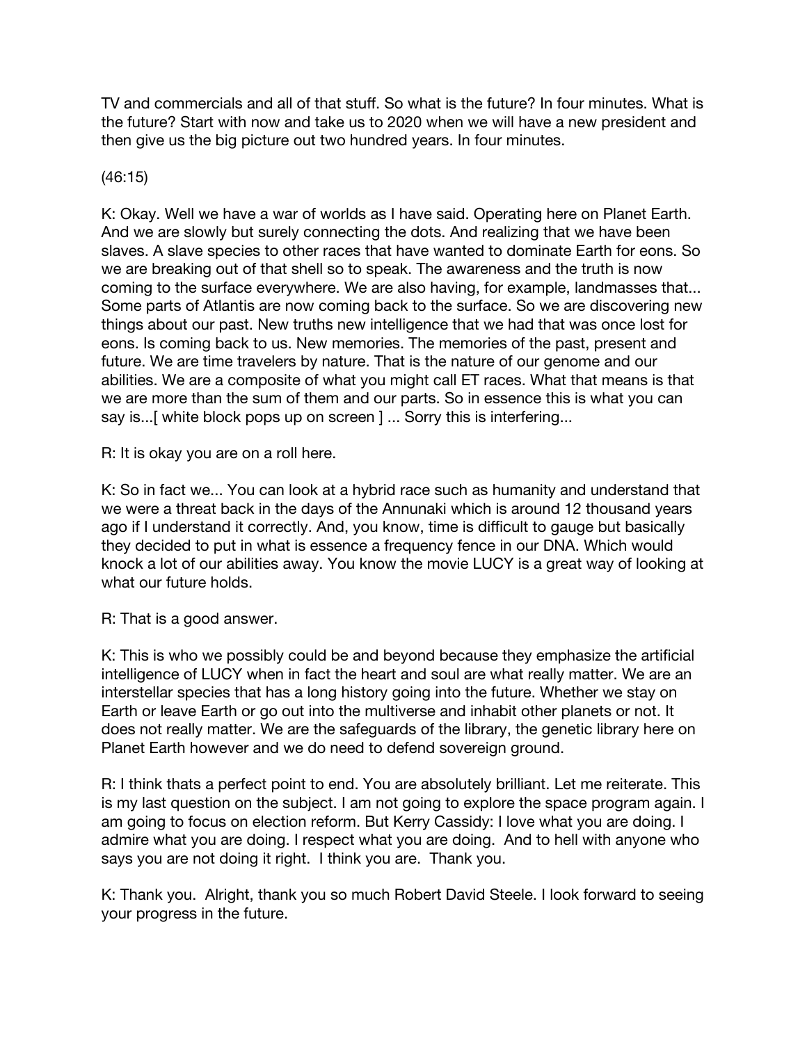TV and commercials and all of that stuff. So what is the future? In four minutes. What is the future? Start with now and take us to 2020 when we will have a new president and then give us the big picture out two hundred years. In four minutes.

(46:15)

K: Okay. Well we have a war of worlds as I have said. Operating here on Planet Earth. And we are slowly but surely connecting the dots. And realizing that we have been slaves. A slave species to other races that have wanted to dominate Earth for eons. So we are breaking out of that shell so to speak. The awareness and the truth is now coming to the surface everywhere. We are also having, for example, landmasses that... Some parts of Atlantis are now coming back to the surface. So we are discovering new things about our past. New truths new intelligence that we had that was once lost for eons. Is coming back to us. New memories. The memories of the past, present and future. We are time travelers by nature. That is the nature of our genome and our abilities. We are a composite of what you might call ET races. What that means is that we are more than the sum of them and our parts. So in essence this is what you can say is...[ white block pops up on screen ] ... Sorry this is interfering...

R: It is okay you are on a roll here.

K: So in fact we... You can look at a hybrid race such as humanity and understand that we were a threat back in the days of the Annunaki which is around 12 thousand years ago if I understand it correctly. And, you know, time is difficult to gauge but basically they decided to put in what is essence a frequency fence in our DNA. Which would knock a lot of our abilities away. You know the movie LUCY is a great way of looking at what our future holds.

R: That is a good answer.

K: This is who we possibly could be and beyond because they emphasize the artificial intelligence of LUCY when in fact the heart and soul are what really matter. We are an interstellar species that has a long history going into the future. Whether we stay on Earth or leave Earth or go out into the multiverse and inhabit other planets or not. It does not really matter. We are the safeguards of the library, the genetic library here on Planet Earth however and we do need to defend sovereign ground.

R: I think thats a perfect point to end. You are absolutely brilliant. Let me reiterate. This is my last question on the subject. I am not going to explore the space program again. I am going to focus on election reform. But Kerry Cassidy: I love what you are doing. I admire what you are doing. I respect what you are doing. And to hell with anyone who says you are not doing it right. I think you are. Thank you.

K: Thank you. Alright, thank you so much Robert David Steele. I look forward to seeing your progress in the future.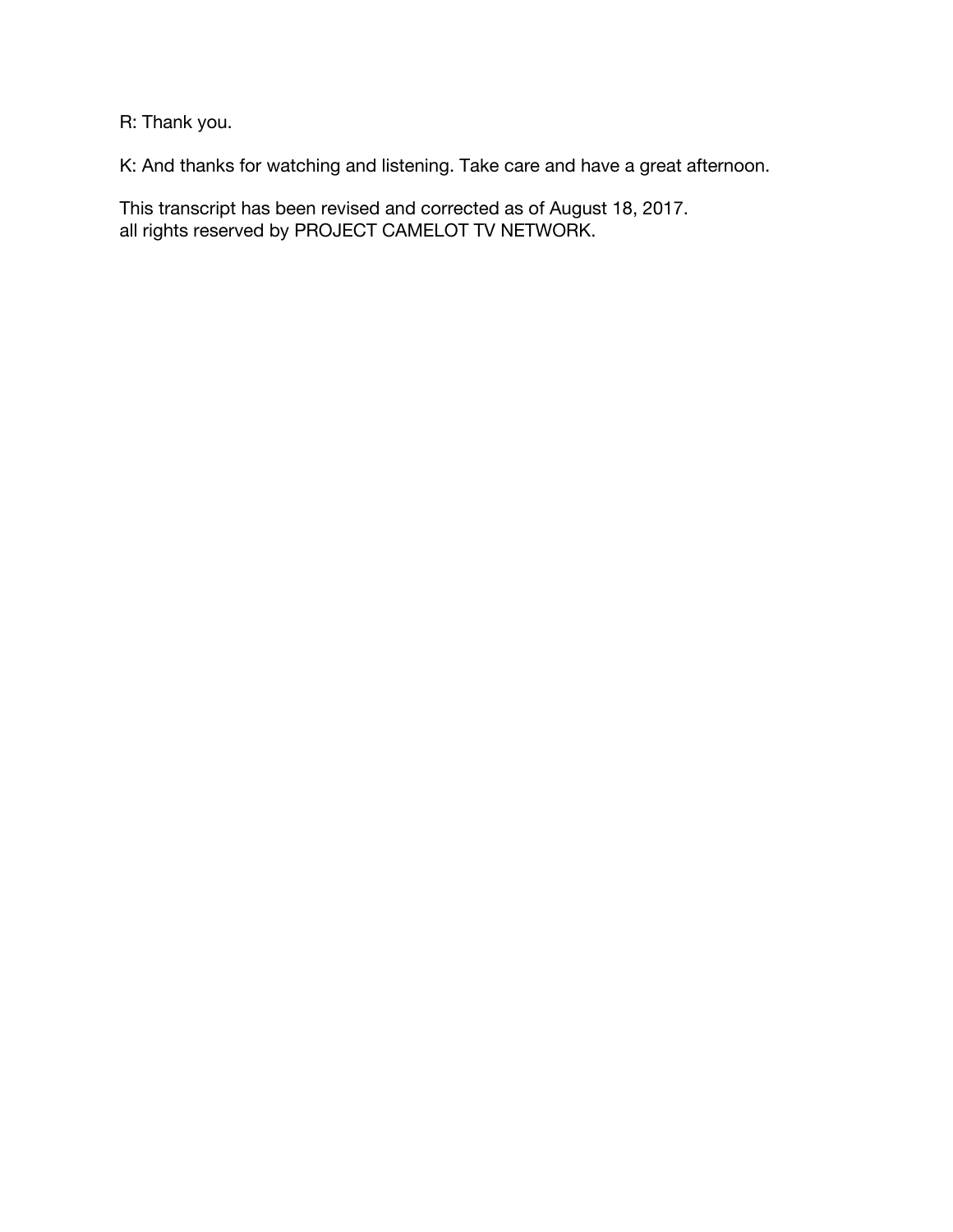R: Thank you.

K: And thanks for watching and listening. Take care and have a great afternoon.

This transcript has been revised and corrected as of August 18, 2017.
all rights reserved by PROJECT CAMELOT TV NETWORK.